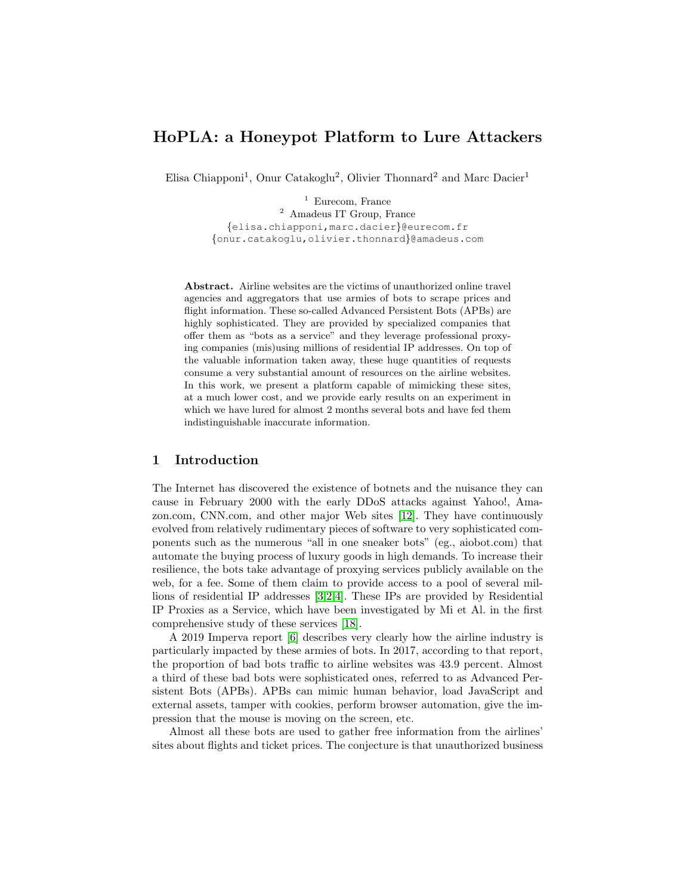# HoPLA: a Honeypot Platform to Lure Attackers

Elisa Chiapponi[1], Onur Catakoglu[2], Olivier Thonnard[2] and Marc Dacier[1]

[1] Eurecom, France
[2] Amadeus IT Group, France
{elisa.chiapponi,marc.dacier}@eurecom.fr
{onur.catakoglu,olivier.thonnard}@amadeus.com

**Abstract.** Airline websites are the victims of unauthorized online travel agencies and aggregators that use armies of bots to scrape prices and flight information. These so-called Advanced Persistent Bots (APBs) are highly sophisticated. They are provided by specialized companies that offer them as "bots as a service" and they leverage professional proxying companies (mis)using millions of residential IP addresses. On top of the valuable information taken away, these huge quantities of requests consume a very substantial amount of resources on the airline websites. In this work, we present a platform capable of mimicking these sites, at a much lower cost, and we provide early results on an experiment in which we have lured for almost 2 months several bots and have fed them indistinguishable inaccurate information.

## 1 Introduction

The Internet has discovered the existence of botnets and the nuisance they can cause in February 2000 with the early DDoS attacks against Yahoo!, Amazon.com, CNN.com, and other major Web sites [12]. They have continuously evolved from relatively rudimentary pieces of software to very sophisticated components such as the numerous "all in one sneaker bots" (eg., aiobot.com) that automate the buying process of luxury goods in high demands. To increase their resilience, the bots take advantage of proxying services publicly available on the web, for a fee. Some of them claim to provide access to a pool of several millions of residential IP addresses [3,2,4]. These IPs are provided by Residential IP Proxies as a Service, which have been investigated by Mi et Al. in the first comprehensive study of these services [18].

A 2019 Imperva report [6] describes very clearly how the airline industry is particularly impacted by these armies of bots. In 2017, according to that report, the proportion of bad bots traffic to airline websites was 43.9 percent. Almost a third of these bad bots were sophisticated ones, referred to as Advanced Persistent Bots (APBs). APBs can mimic human behavior, load JavaScript and external assets, tamper with cookies, perform browser automation, give the impression that the mouse is moving on the screen, etc.

Almost all these bots are used to gather free information from the airlines' sites about flights and ticket prices. The conjecture is that unauthorized business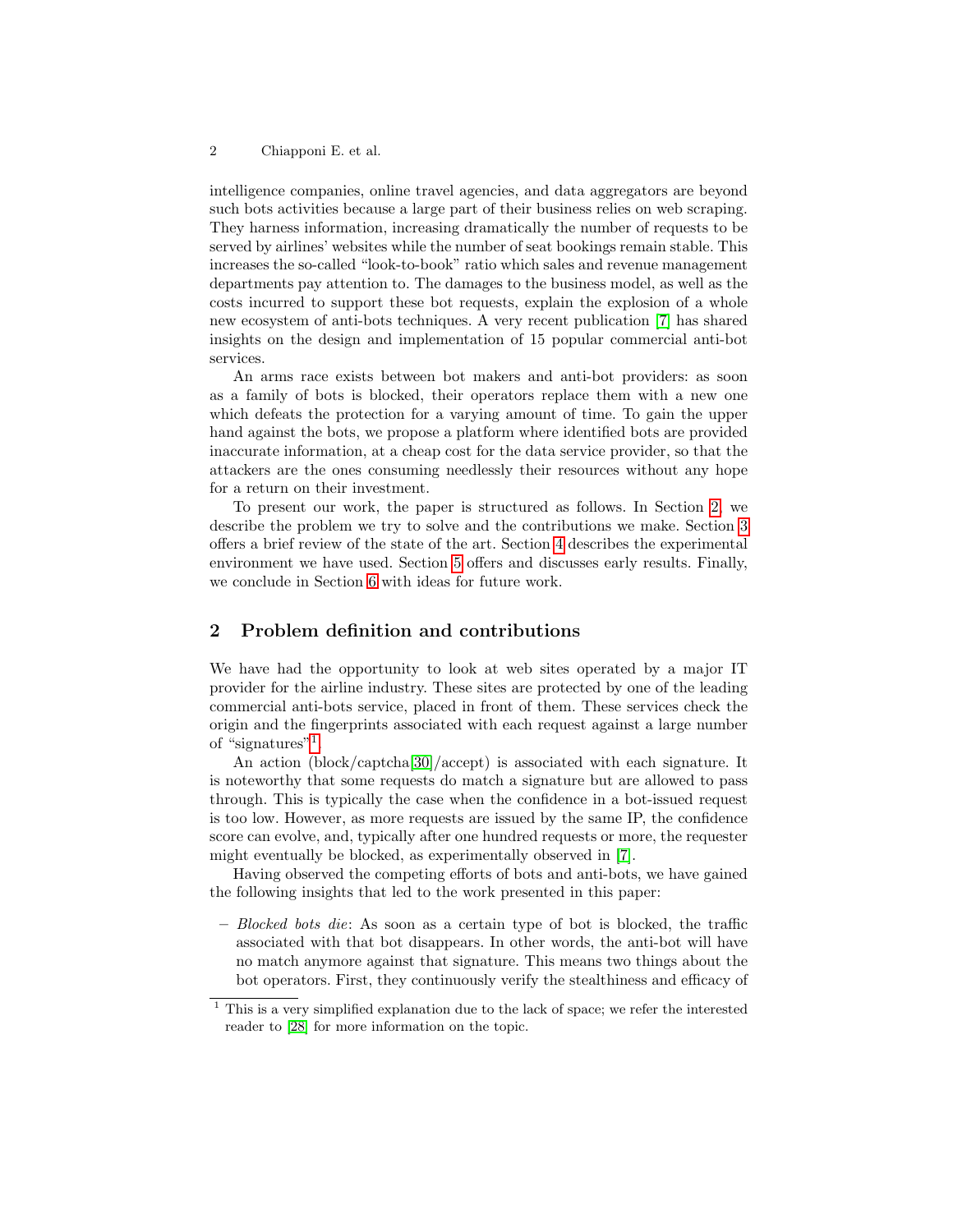intelligence companies, online travel agencies, and data aggregators are beyond such bots activities because a large part of their business relies on web scraping. They harness information, increasing dramatically the number of requests to be served by airlines' websites while the number of seat bookings remain stable. This increases the so-called "look-to-book" ratio which sales and revenue management departments pay attention to. The damages to the business model, as well as the costs incurred to support these bot requests, explain the explosion of a whole new ecosystem of anti-bots techniques. A very recent publication [7] has shared insights on the design and implementation of 15 popular commercial anti-bot services.

An arms race exists between bot makers and anti-bot providers: as soon as a family of bots is blocked, their operators replace them with a new one which defeats the protection for a varying amount of time. To gain the upper hand against the bots, we propose a platform where identified bots are provided inaccurate information, at a cheap cost for the data service provider, so that the attackers are the ones consuming needlessly their resources without any hope for a return on their investment.

To present our work, the paper is structured as follows. In Section 2, we describe the problem we try to solve and the contributions we make. Section 3 offers a brief review of the state of the art. Section 4 describes the experimental environment we have used. Section 5 offers and discusses early results. Finally, we conclude in Section 6 with ideas for future work.

## 2 Problem definition and contributions

We have had the opportunity to look at web sites operated by a major IT provider for the airline industry. These sites are protected by one of the leading commercial anti-bots service, placed in front of them. These services check the origin and the fingerprints associated with each request against a large number of "signatures"[1].

An action (block/captcha[30]/accept) is associated with each signature. It is noteworthy that some requests do match a signature but are allowed to pass through. This is typically the case when the confidence in a bot-issued request is too low. However, as more requests are issued by the same IP, the confidence score can evolve, and, typically after one hundred requests or more, the requester might eventually be blocked, as experimentally observed in [7].

Having observed the competing efforts of bots and anti-bots, we have gained the following insights that led to the work presented in this paper:

- *Blocked bots die*: As soon as a certain type of bot is blocked, the traffic associated with that bot disappears. In other words, the anti-bot will have no match anymore against that signature. This means two things about the bot operators. First, they continuously verify the stealthiness and efficacy of

[1] This is a very simplified explanation due to the lack of space; we refer the interested reader to [28] for more information on the topic.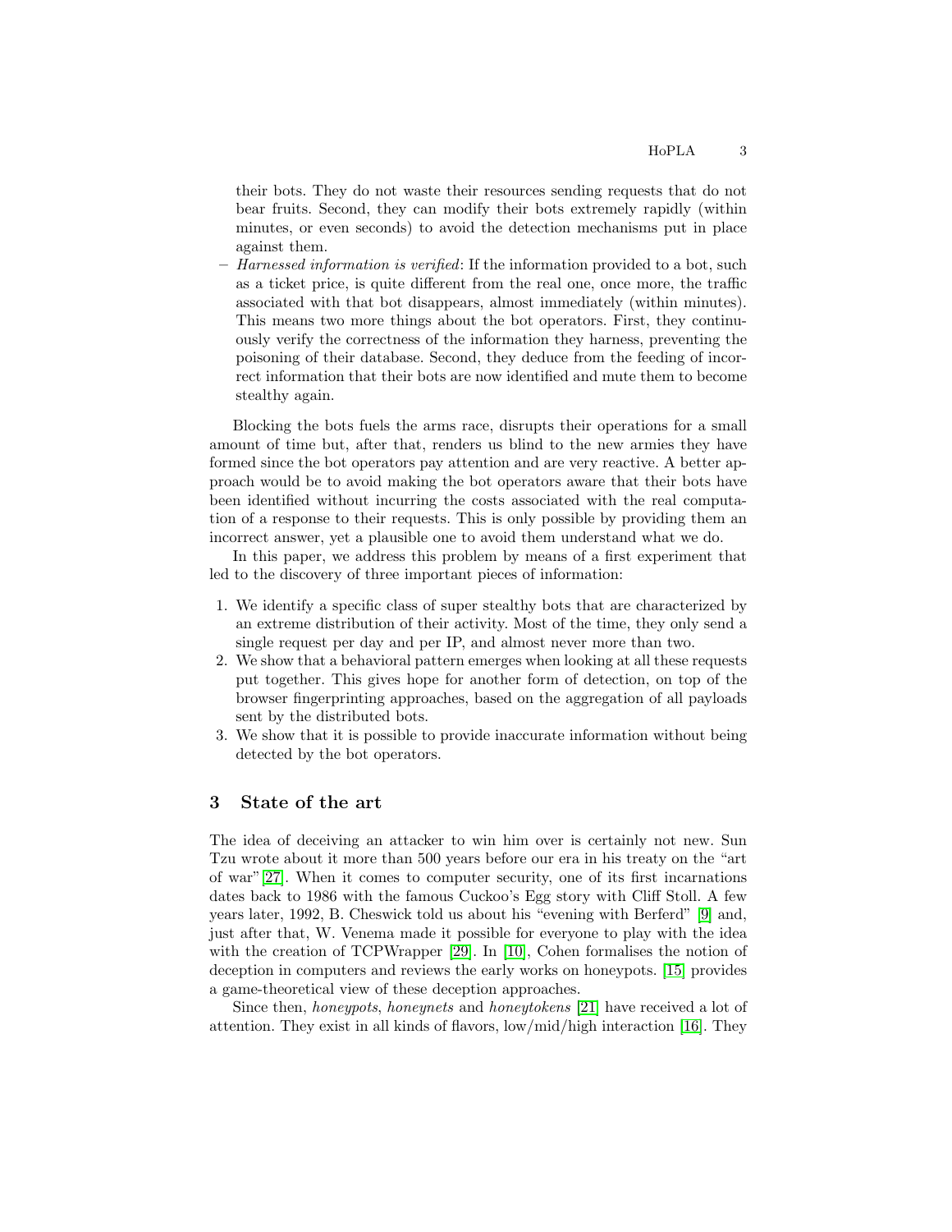their bots. They do not waste their resources sending requests that do not bear fruits. Second, they can modify their bots extremely rapidly (within minutes, or even seconds) to avoid the detection mechanisms put in place against them.

– *Harnessed information is verified*: If the information provided to a bot, such as a ticket price, is quite different from the real one, once more, the traffic associated with that bot disappears, almost immediately (within minutes). This means two more things about the bot operators. First, they continuously verify the correctness of the information they harness, preventing the poisoning of their database. Second, they deduce from the feeding of incorrect information that their bots are now identified and mute them to become stealthy again.

Blocking the bots fuels the arms race, disrupts their operations for a small amount of time but, after that, renders us blind to the new armies they have formed since the bot operators pay attention and are very reactive. A better approach would be to avoid making the bot operators aware that their bots have been identified without incurring the costs associated with the real computation of a response to their requests. This is only possible by providing them an incorrect answer, yet a plausible one to avoid them understand what we do.

In this paper, we address this problem by means of a first experiment that led to the discovery of three important pieces of information:

1. We identify a specific class of super stealthy bots that are characterized by an extreme distribution of their activity. Most of the time, they only send a single request per day and per IP, and almost never more than two.
2. We show that a behavioral pattern emerges when looking at all these requests put together. This gives hope for another form of detection, on top of the browser fingerprinting approaches, based on the aggregation of all payloads sent by the distributed bots.
3. We show that it is possible to provide inaccurate information without being detected by the bot operators.

## 3 State of the art

The idea of deceiving an attacker to win him over is certainly not new. Sun Tzu wrote about it more than 500 years before our era in his treaty on the "art of war"[27]. When it comes to computer security, one of its first incarnations dates back to 1986 with the famous Cuckoo's Egg story with Cliff Stoll. A few years later, 1992, B. Cheswick told us about his "evening with Berferd" [9] and, just after that, W. Venema made it possible for everyone to play with the idea with the creation of TCPWrapper [29]. In [10], Cohen formalises the notion of deception in computers and reviews the early works on honeypots. [15] provides a game-theoretical view of these deception approaches.

Since then, *honeypots*, *honeynets* and *honeytokens* [21] have received a lot of attention. They exist in all kinds of flavors, low/mid/high interaction [16]. They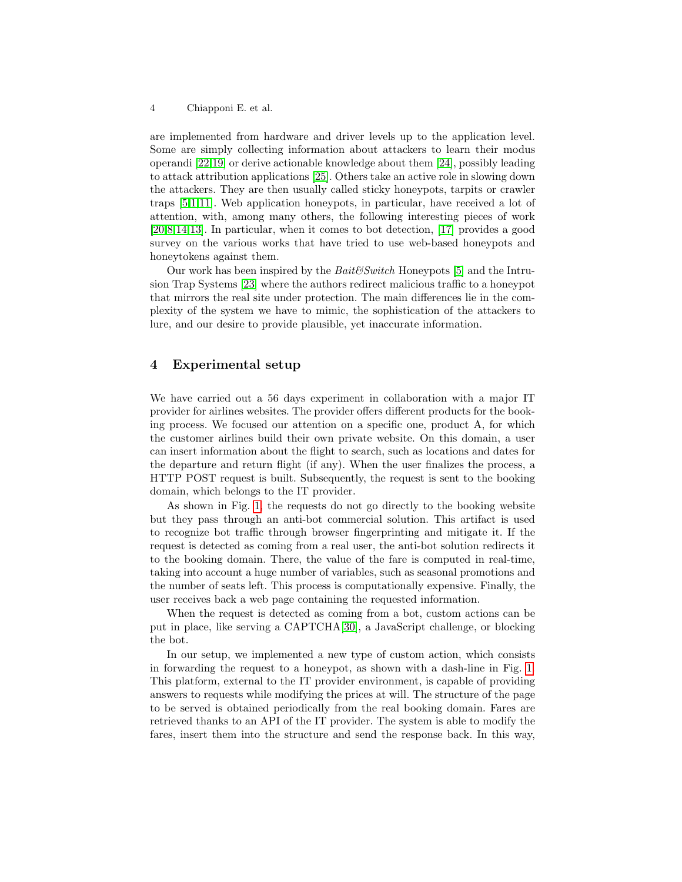are implemented from hardware and driver levels up to the application level. Some are simply collecting information about attackers to learn their modus operandi [22,19] or derive actionable knowledge about them [24], possibly leading to attack attribution applications [25]. Others take an active role in slowing down the attackers. They are then usually called sticky honeypots, tarpits or crawler traps [5,1,11]. Web application honeypots, in particular, have received a lot of attention, with, among many others, the following interesting pieces of work [20,8,14,13]. In particular, when it comes to bot detection, [17] provides a good survey on the various works that have tried to use web-based honeypots and honeytokens against them.

Our work has been inspired by the *Bait&Switch* Honeypots [5] and the Intrusion Trap Systems [23] where the authors redirect malicious traffic to a honeypot that mirrors the real site under protection. The main differences lie in the complexity of the system we have to mimic, the sophistication of the attackers to lure, and our desire to provide plausible, yet inaccurate information.

## 4 Experimental setup

We have carried out a 56 days experiment in collaboration with a major IT provider for airlines websites. The provider offers different products for the booking process. We focused our attention on a specific one, product A, for which the customer airlines build their own private website. On this domain, a user can insert information about the flight to search, such as locations and dates for the departure and return flight (if any). When the user finalizes the process, a HTTP POST request is built. Subsequently, the request is sent to the booking domain, which belongs to the IT provider.

As shown in Fig. 1, the requests do not go directly to the booking website but they pass through an anti-bot commercial solution. This artifact is used to recognize bot traffic through browser fingerprinting and mitigate it. If the request is detected as coming from a real user, the anti-bot solution redirects it to the booking domain. There, the value of the fare is computed in real-time, taking into account a huge number of variables, such as seasonal promotions and the number of seats left. This process is computationally expensive. Finally, the user receives back a web page containing the requested information.

When the request is detected as coming from a bot, custom actions can be put in place, like serving a CAPTCHA[30], a JavaScript challenge, or blocking the bot.

In our setup, we implemented a new type of custom action, which consists in forwarding the request to a honeypot, as shown with a dash-line in Fig. 1. This platform, external to the IT provider environment, is capable of providing answers to requests while modifying the prices at will. The structure of the page to be served is obtained periodically from the real booking domain. Fares are retrieved thanks to an API of the IT provider. The system is able to modify the fares, insert them into the structure and send the response back. In this way,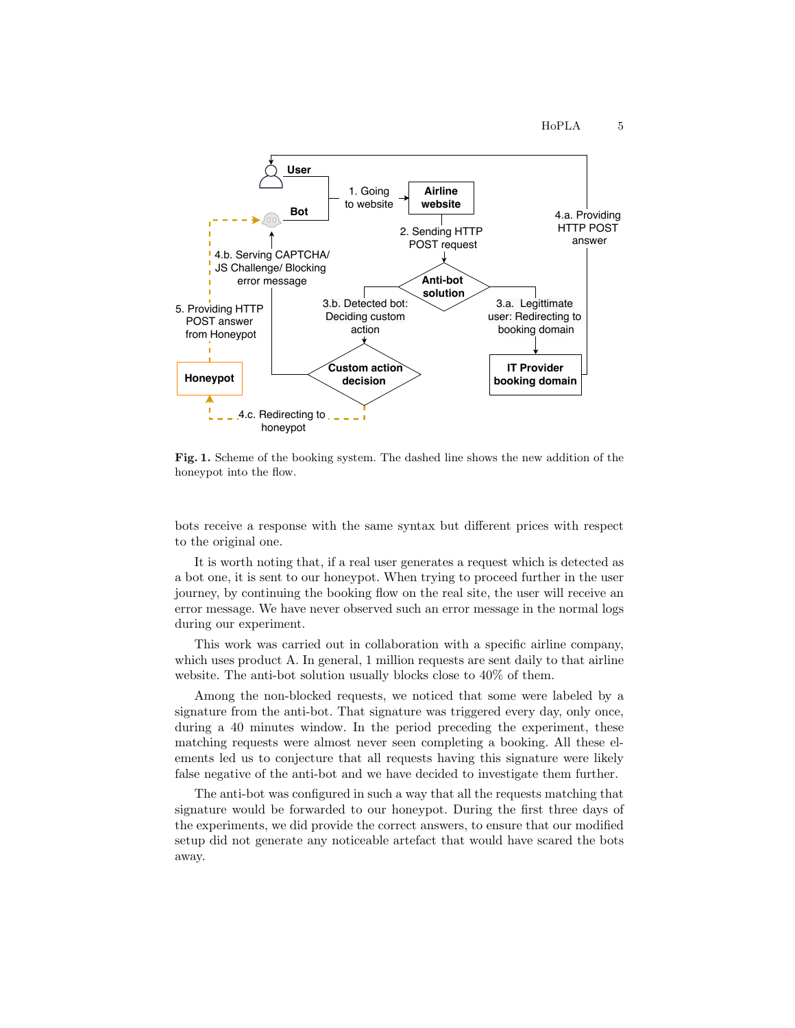Fig. 1. Scheme of the booking system. The dashed line shows the new addition of the honeypot into the flow.

bots receive a response with the same syntax but different prices with respect to the original one.

It is worth noting that, if a real user generates a request which is detected as a bot one, it is sent to our honeypot. When trying to proceed further in the user journey, by continuing the booking flow on the real site, the user will receive an error message. We have never observed such an error message in the normal logs during our experiment.

This work was carried out in collaboration with a specific airline company, which uses product A. In general, 1 million requests are sent daily to that airline website. The anti-bot solution usually blocks close to 40% of them.

Among the non-blocked requests, we noticed that some were labeled by a signature from the anti-bot. That signature was triggered every day, only once, during a 40 minutes window. In the period preceding the experiment, these matching requests were almost never seen completing a booking. All these elements led us to conjecture that all requests having this signature were likely false negative of the anti-bot and we have decided to investigate them further.

The anti-bot was configured in such a way that all the requests matching that signature would be forwarded to our honeypot. During the first three days of the experiments, we did provide the correct answers, to ensure that our modified setup did not generate any noticeable artefact that would have scared the bots away.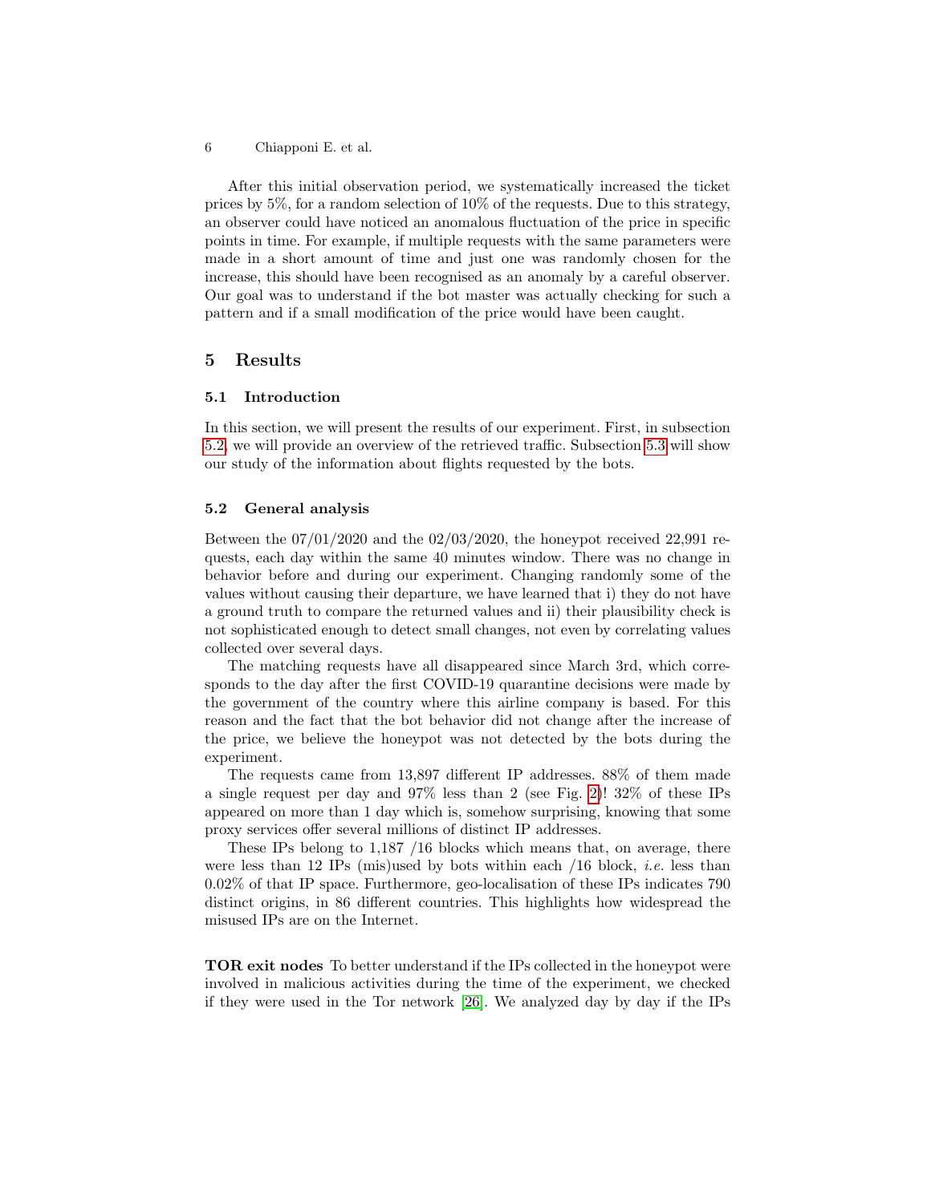After this initial observation period, we systematically increased the ticket prices by 5%, for a random selection of 10% of the requests. Due to this strategy, an observer could have noticed an anomalous fluctuation of the price in specific points in time. For example, if multiple requests with the same parameters were made in a short amount of time and just one was randomly chosen for the increase, this should have been recognised as an anomaly by a careful observer. Our goal was to understand if the bot master was actually checking for such a pattern and if a small modification of the price would have been caught.

## 5 Results

### 5.1 Introduction

In this section, we will present the results of our experiment. First, in subsection 5.2, we will provide an overview of the retrieved traffic. Subsection 5.3 will show our study of the information about flights requested by the bots.

### 5.2 General analysis

Between the 07/01/2020 and the 02/03/2020, the honeypot received 22,991 requests, each day within the same 40 minutes window. There was no change in behavior before and during our experiment. Changing randomly some of the values without causing their departure, we have learned that i) they do not have a ground truth to compare the returned values and ii) their plausibility check is not sophisticated enough to detect small changes, not even by correlating values collected over several days.

The matching requests have all disappeared since March 3rd, which corresponds to the day after the first COVID-19 quarantine decisions were made by the government of the country where this airline company is based. For this reason and the fact that the bot behavior did not change after the increase of the price, we believe the honeypot was not detected by the bots during the experiment.

The requests came from 13,897 different IP addresses. 88% of them made a single request per day and 97% less than 2 (see Fig. 2)! 32% of these IPs appeared on more than 1 day which is, somehow surprising, knowing that some proxy services offer several millions of distinct IP addresses.

These IPs belong to 1,187 /16 blocks which means that, on average, there were less than 12 IPs (mis)used by bots within each /16 block, *i.e.* less than 0.02% of that IP space. Furthermore, geo-localisation of these IPs indicates 790 distinct origins, in 86 different countries. This highlights how widespread the misused IPs are on the Internet.

**TOR exit nodes** To better understand if the IPs collected in the honeypot were involved in malicious activities during the time of the experiment, we checked if they were used in the Tor network [26]. We analyzed day by day if the IPs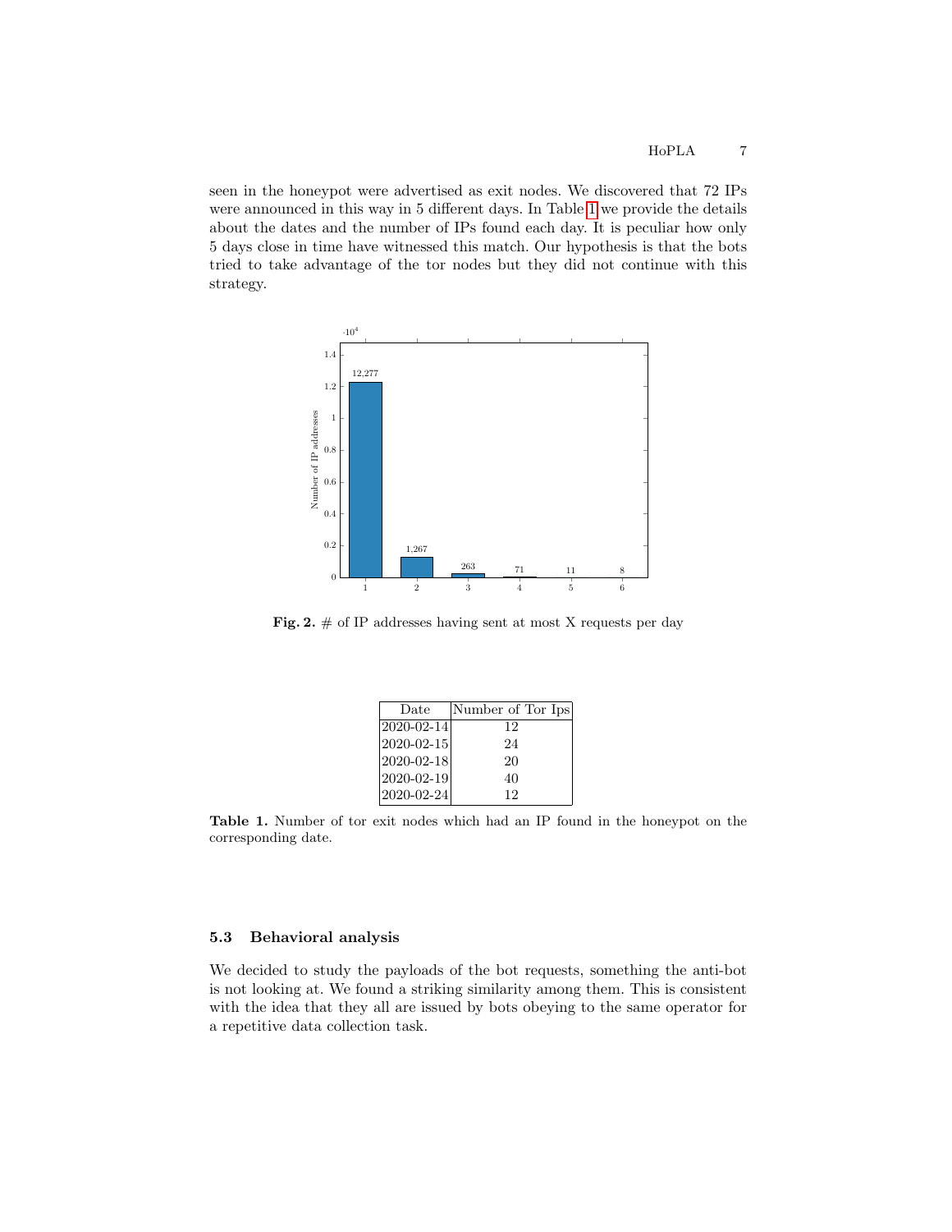seen in the honeypot were advertised as exit nodes. We discovered that 72 IPs were announced in this way in 5 different days. In Table 1 we provide the details about the dates and the number of IPs found each day. It is peculiar how only 5 days close in time have witnessed this match. Our hypothesis is that the bots tried to take advantage of the tor nodes but they did not continue with this strategy.

**Fig. 2.** # of IP addresses having sent at most X requests per day

| Date | Number of Tor Ips |
|---|---|
| 2020-02-14 | 12 |
| 2020-02-15 | 24 |
| 2020-02-18 | 20 |
| 2020-02-19 | 40 |
| 2020-02-24 | 12 |

**Table 1.** Number of tor exit nodes which had an IP found in the honeypot on the corresponding date.

### 5.3 Behavioral analysis

We decided to study the payloads of the bot requests, something the anti-bot is not looking at. We found a striking similarity among them. This is consistent with the idea that they all are issued by bots obeying to the same operator for a repetitive data collection task.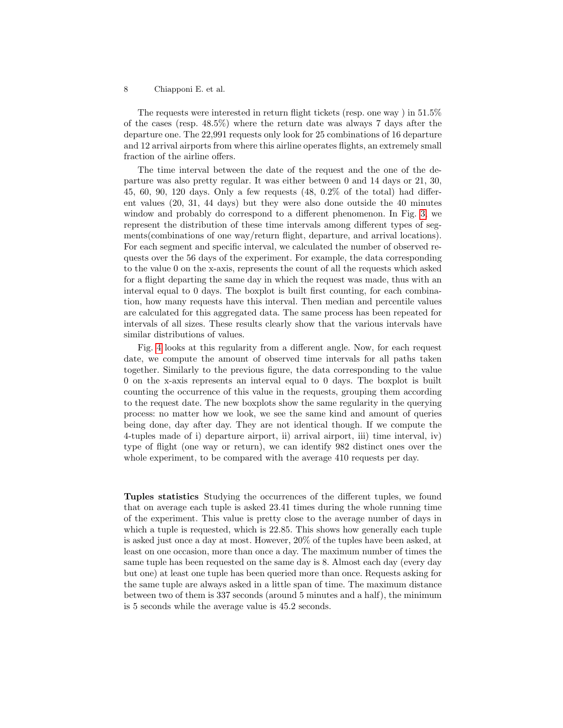The requests were interested in return flight tickets (resp. one way ) in 51.5% of the cases (resp. 48.5%) where the return date was always 7 days after the departure one. The 22,991 requests only look for 25 combinations of 16 departure and 12 arrival airports from where this airline operates flights, an extremely small fraction of the airline offers.

The time interval between the date of the request and the one of the departure was also pretty regular. It was either between 0 and 14 days or 21, 30, 45, 60, 90, 120 days. Only a few requests (48, 0.2% of the total) had different values (20, 31, 44 days) but they were also done outside the 40 minutes window and probably do correspond to a different phenomenon. In Fig. 3, we represent the distribution of these time intervals among different types of segments(combinations of one way/return flight, departure, and arrival locations). For each segment and specific interval, we calculated the number of observed requests over the 56 days of the experiment. For example, the data corresponding to the value 0 on the x-axis, represents the count of all the requests which asked for a flight departing the same day in which the request was made, thus with an interval equal to 0 days. The boxplot is built first counting, for each combination, how many requests have this interval. Then median and percentile values are calculated for this aggregated data. The same process has been repeated for intervals of all sizes. These results clearly show that the various intervals have similar distributions of values.

Fig. 4 looks at this regularity from a different angle. Now, for each request date, we compute the amount of observed time intervals for all paths taken together. Similarly to the previous figure, the data corresponding to the value 0 on the x-axis represents an interval equal to 0 days. The boxplot is built counting the occurrence of this value in the requests, grouping them according to the request date. The new boxplots show the same regularity in the querying process: no matter how we look, we see the same kind and amount of queries being done, day after day. They are not identical though. If we compute the 4-tuples made of i) departure airport, ii) arrival airport, iii) time interval, iv) type of flight (one way or return), we can identify 982 distinct ones over the whole experiment, to be compared with the average 410 requests per day.

**Tuples statistics** Studying the occurrences of the different tuples, we found that on average each tuple is asked 23.41 times during the whole running time of the experiment. This value is pretty close to the average number of days in which a tuple is requested, which is 22.85. This shows how generally each tuple is asked just once a day at most. However, 20% of the tuples have been asked, at least on one occasion, more than once a day. The maximum number of times the same tuple has been requested on the same day is 8. Almost each day (every day but one) at least one tuple has been queried more than once. Requests asking for the same tuple are always asked in a little span of time. The maximum distance between two of them is 337 seconds (around 5 minutes and a half), the minimum is 5 seconds while the average value is 45.2 seconds.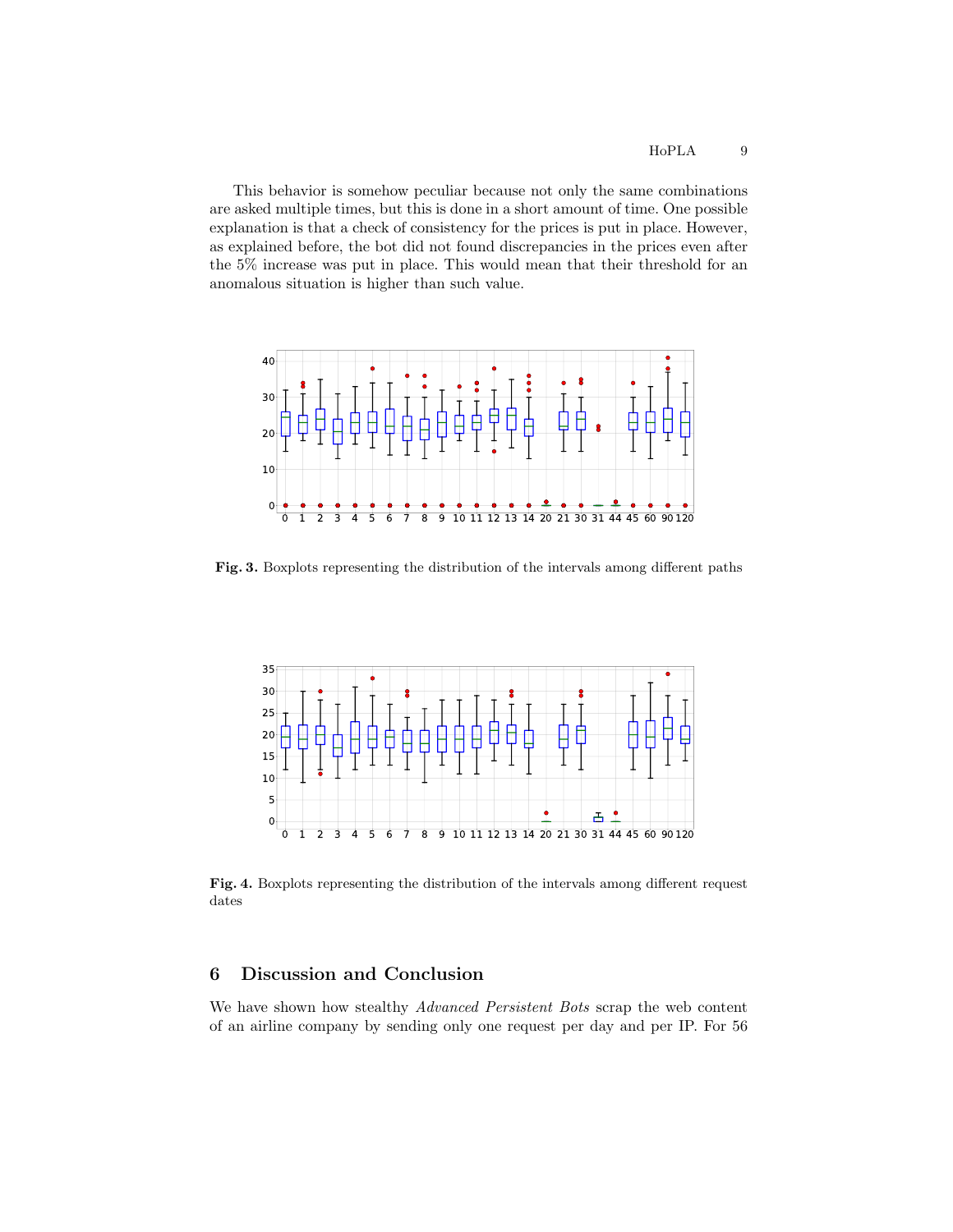This behavior is somehow peculiar because not only the same combinations are asked multiple times, but this is done in a short amount of time. One possible explanation is that a check of consistency for the prices is put in place. However, as explained before, the bot did not found discrepancies in the prices even after the 5% increase was put in place. This would mean that their threshold for an anomalous situation is higher than such value.

**Fig. 3.** Boxplots representing the distribution of the intervals among different paths

**Fig. 4.** Boxplots representing the distribution of the intervals among different request dates

## 6 Discussion and Conclusion

We have shown how stealthy *Advanced Persistent Bots* scrap the web content of an airline company by sending only one request per day and per IP. For 56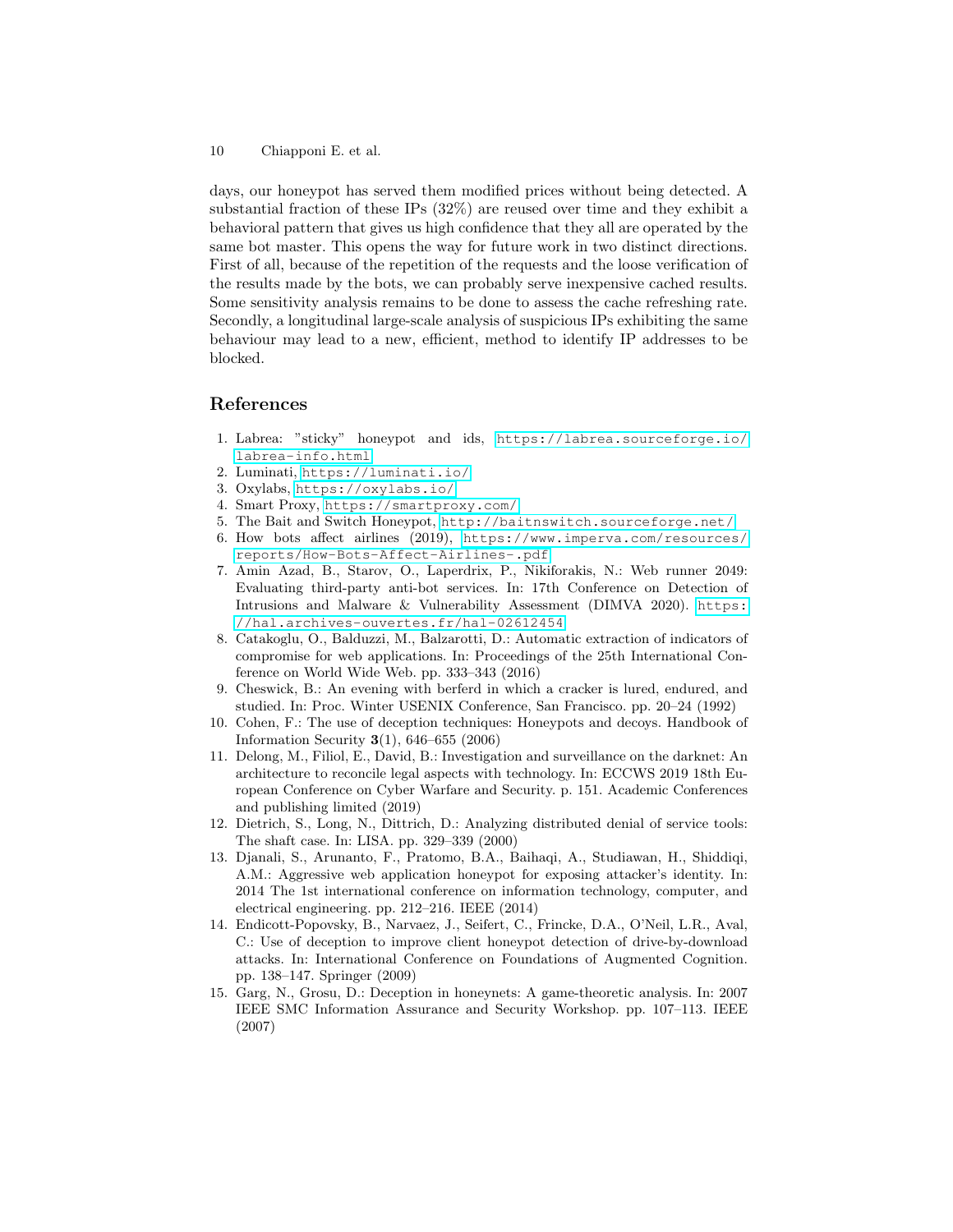days, our honeypot has served them modified prices without being detected. A substantial fraction of these IPs (32%) are reused over time and they exhibit a behavioral pattern that gives us high confidence that they all are operated by the same bot master. This opens the way for future work in two distinct directions. First of all, because of the repetition of the requests and the loose verification of the results made by the bots, we can probably serve inexpensive cached results. Some sensitivity analysis remains to be done to assess the cache refreshing rate. Secondly, a longitudinal large-scale analysis of suspicious IPs exhibiting the same behaviour may lead to a new, efficient, method to identify IP addresses to be blocked.

## References

1. Labrea: "sticky" honeypot and ids, https://labrea.sourceforge.io/labrea-info.html
2. Luminati, https://luminati.io/
3. Oxylabs, https://oxylabs.io/
4. Smart Proxy, https://smartproxy.com/
5. The Bait and Switch Honeypot, http://baitnswitch.sourceforge.net/
6. How bots affect airlines (2019), https://www.imperva.com/resources/reports/How-Bots-Affect-Airlines-.pdf
7. Amin Azad, B., Starov, O., Laperdrix, P., Nikiforakis, N.: Web runner 2049: Evaluating third-party anti-bot services. In: 17th Conference on Detection of Intrusions and Malware & Vulnerability Assessment (DIMVA 2020). https://hal.archives-ouvertes.fr/hal-02612454
8. Catakoglu, O., Balduzzi, M., Balzarotti, D.: Automatic extraction of indicators of compromise for web applications. In: Proceedings of the 25th International Conference on World Wide Web. pp. 333–343 (2016)
9. Cheswick, B.: An evening with berferd in which a cracker is lured, endured, and studied. In: Proc. Winter USENIX Conference, San Francisco. pp. 20–24 (1992)
10. Cohen, F.: The use of deception techniques: Honeypots and decoys. Handbook of Information Security **3**(1), 646–655 (2006)
11. Delong, M., Filiol, E., David, B.: Investigation and surveillance on the darknet: An architecture to reconcile legal aspects with technology. In: ECCWS 2019 18th European Conference on Cyber Warfare and Security. p. 151. Academic Conferences and publishing limited (2019)
12. Dietrich, S., Long, N., Dittrich, D.: Analyzing distributed denial of service tools: The shaft case. In: LISA. pp. 329–339 (2000)
13. Djanali, S., Arunanto, F., Pratomo, B.A., Baihaqi, A., Studiawan, H., Shiddiqi, A.M.: Aggressive web application honeypot for exposing attacker's identity. In: 2014 The 1st international conference on information technology, computer, and electrical engineering. pp. 212–216. IEEE (2014)
14. Endicott-Popovsky, B., Narvaez, J., Seifert, C., Frincke, D.A., O'Neil, L.R., Aval, C.: Use of deception to improve client honeypot detection of drive-by-download attacks. In: International Conference on Foundations of Augmented Cognition. pp. 138–147. Springer (2009)
15. Garg, N., Grosu, D.: Deception in honeynets: A game-theoretic analysis. In: 2007 IEEE SMC Information Assurance and Security Workshop. pp. 107–113. IEEE (2007)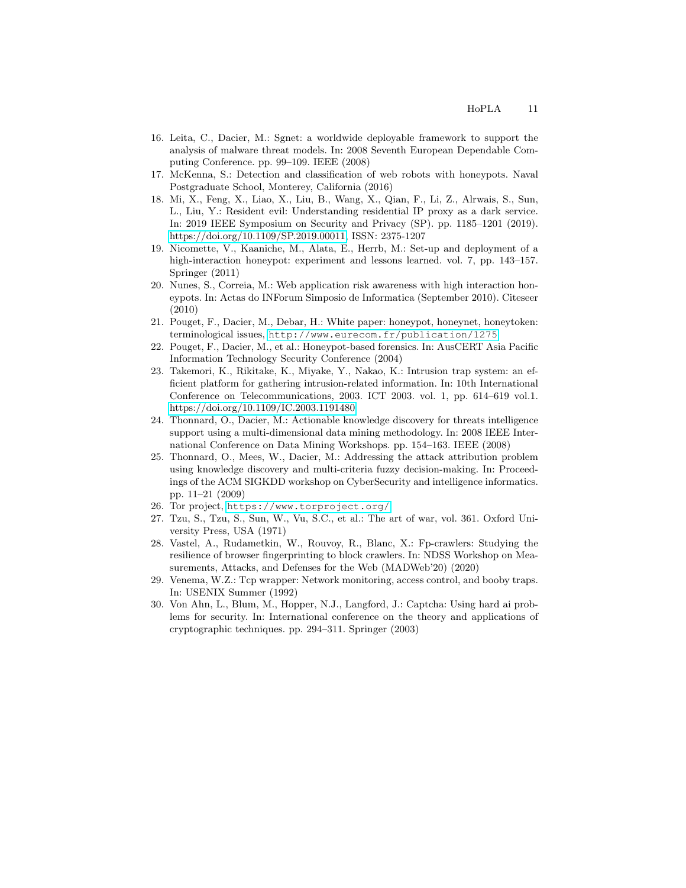16. Leita, C., Dacier, M.: Sgnet: a worldwide deployable framework to support the analysis of malware threat models. In: 2008 Seventh European Dependable Computing Conference. pp. 99–109. IEEE (2008)
17. McKenna, S.: Detection and classification of web robots with honeypots. Naval Postgraduate School, Monterey, California (2016)
18. Mi, X., Feng, X., Liao, X., Liu, B., Wang, X., Qian, F., Li, Z., Alrwais, S., Sun, L., Liu, Y.: Resident evil: Understanding residential IP proxy as a dark service. In: 2019 IEEE Symposium on Security and Privacy (SP). pp. 1185–1201 (2019). https://doi.org/10.1109/SP.2019.00011, ISSN: 2375-1207
19. Nicomette, V., Kaaniche, M., Alata, E., Herrb, M.: Set-up and deployment of a high-interaction honeypot: experiment and lessons learned. vol. 7, pp. 143–157. Springer (2011)
20. Nunes, S., Correia, M.: Web application risk awareness with high interaction honeypots. In: Actas do INForum Simposio de Informatica (September 2010). Citeseer (2010)
21. Pouget, F., Dacier, M., Debar, H.: White paper: honeypot, honeynet, honeytoken: terminological issues, `http://www.eurecom.fr/publication/1275`
22. Pouget, F., Dacier, M., et al.: Honeypot-based forensics. In: AusCERT Asia Pacific Information Technology Security Conference (2004)
23. Takemori, K., Rikitake, K., Miyake, Y., Nakao, K.: Intrusion trap system: an efficient platform for gathering intrusion-related information. In: 10th International Conference on Telecommunications, 2003. ICT 2003. vol. 1, pp. 614–619 vol.1. https://doi.org/10.1109/IC.2003.1191480
24. Thonnard, O., Dacier, M.: Actionable knowledge discovery for threats intelligence support using a multi-dimensional data mining methodology. In: 2008 IEEE International Conference on Data Mining Workshops. pp. 154–163. IEEE (2008)
25. Thonnard, O., Mees, W., Dacier, M.: Addressing the attack attribution problem using knowledge discovery and multi-criteria fuzzy decision-making. In: Proceedings of the ACM SIGKDD workshop on CyberSecurity and intelligence informatics. pp. 11–21 (2009)
26. Tor project, `https://www.torproject.org/`
27. Tzu, S., Tzu, S., Sun, W., Vu, S.C., et al.: The art of war, vol. 361. Oxford University Press, USA (1971)
28. Vastel, A., Rudametkin, W., Rouvoy, R., Blanc, X.: Fp-crawlers: Studying the resilience of browser fingerprinting to block crawlers. In: NDSS Workshop on Measurements, Attacks, and Defenses for the Web (MADWeb'20) (2020)
29. Venema, W.Z.: Tcp wrapper: Network monitoring, access control, and booby traps. In: USENIX Summer (1992)
30. Von Ahn, L., Blum, M., Hopper, N.J., Langford, J.: Captcha: Using hard ai problems for security. In: International conference on the theory and applications of cryptographic techniques. pp. 294–311. Springer (2003)